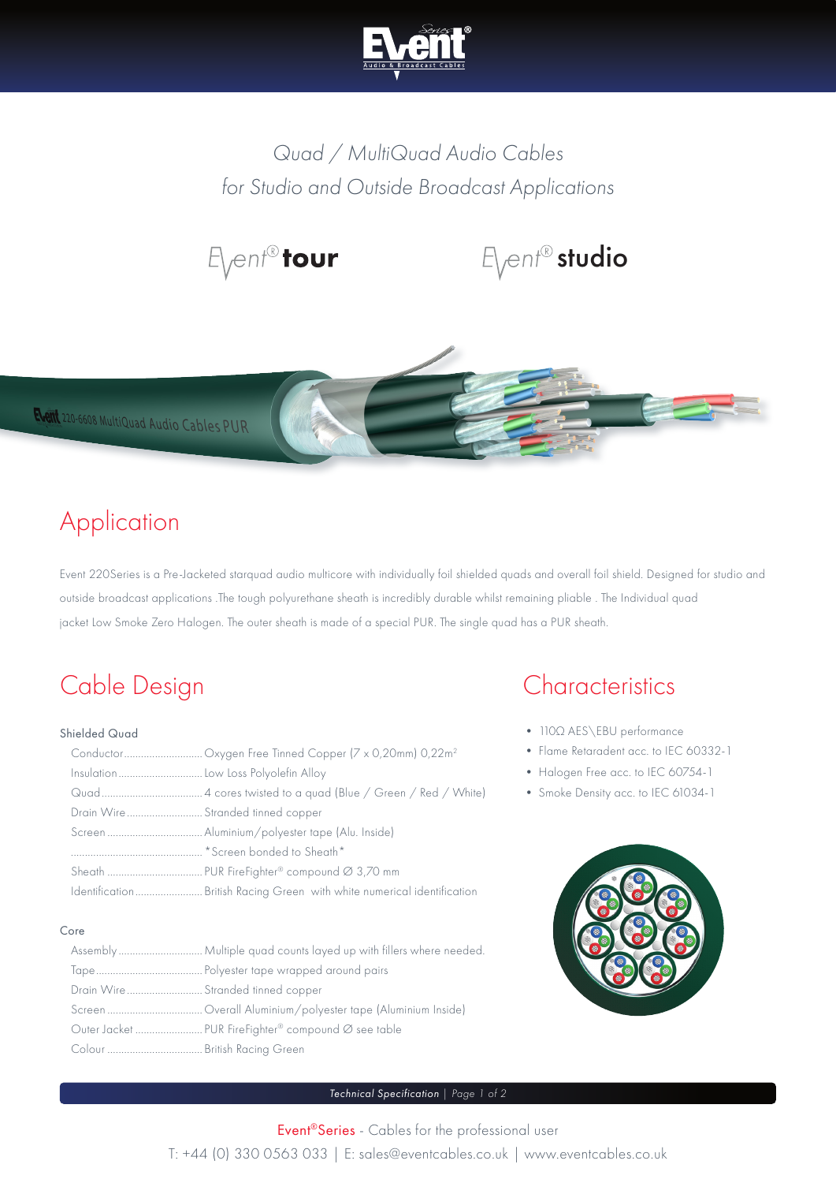# Quad / MultiQuad Audio Cables for Studio and Outside Broadcast Applications

Event® **tour** Event® **studio**

## Application

Event 220Series is a Pre-Jacketed starquad audio multicore with individually foil shielded quads and overall foil shield. Designed for studio and outside broadcast applications .The tough polyurethane sheath is incredibly durable whilst remaining pliable . The Individual quad jacket Low Smoke Zero Halogen. The outer sheath is made of a special PUR. The single quad has a PUR sheath.

## Cable Design

### Shielded Quad

- Conductor............................Oxygen Free Tinned Copper (7 x 0,20mm) 0,22m$^2$
- Insulation..............................Low Loss Polyolefin Alloy
- Quad....................................4 cores twisted to a quad (Blue / Green / Red / White)
- Drain Wire............................Stranded tinned copper
- Screen..................................Aluminium/polyester tape (Alu. Inside)
- ...............................................*Screen bonded to Sheath*
- Sheath..................................PUR FireFighter® compound Ø 3,70 mm
- Identification........................British Racing Green with white numerical identification

### Core

- Assembly..............................Multiple quad counts layed up with fillers where needed.
- Tape......................................Polyester tape wrapped around pairs
- Drain Wire............................Stranded tinned copper
- Screen..................................Overall Aluminium/polyester tape (Aluminium Inside)
- Outer Jacket.........................PUR FireFighter® compound Ø see table
- Colour..................................British Racing Green

## Characteristics

- 110Ω AES\EBU performance
- Flame Retaradent acc. to IEC 60332-1
- Halogen Free acc. to IEC 60754-1
- Smoke Density acc. to IEC 61034-1

Event®Series - Cables for the professional user

T: +44 (0) 330 0563 033 | E: sales@eventcables.co.uk | www.eventcables.co.uk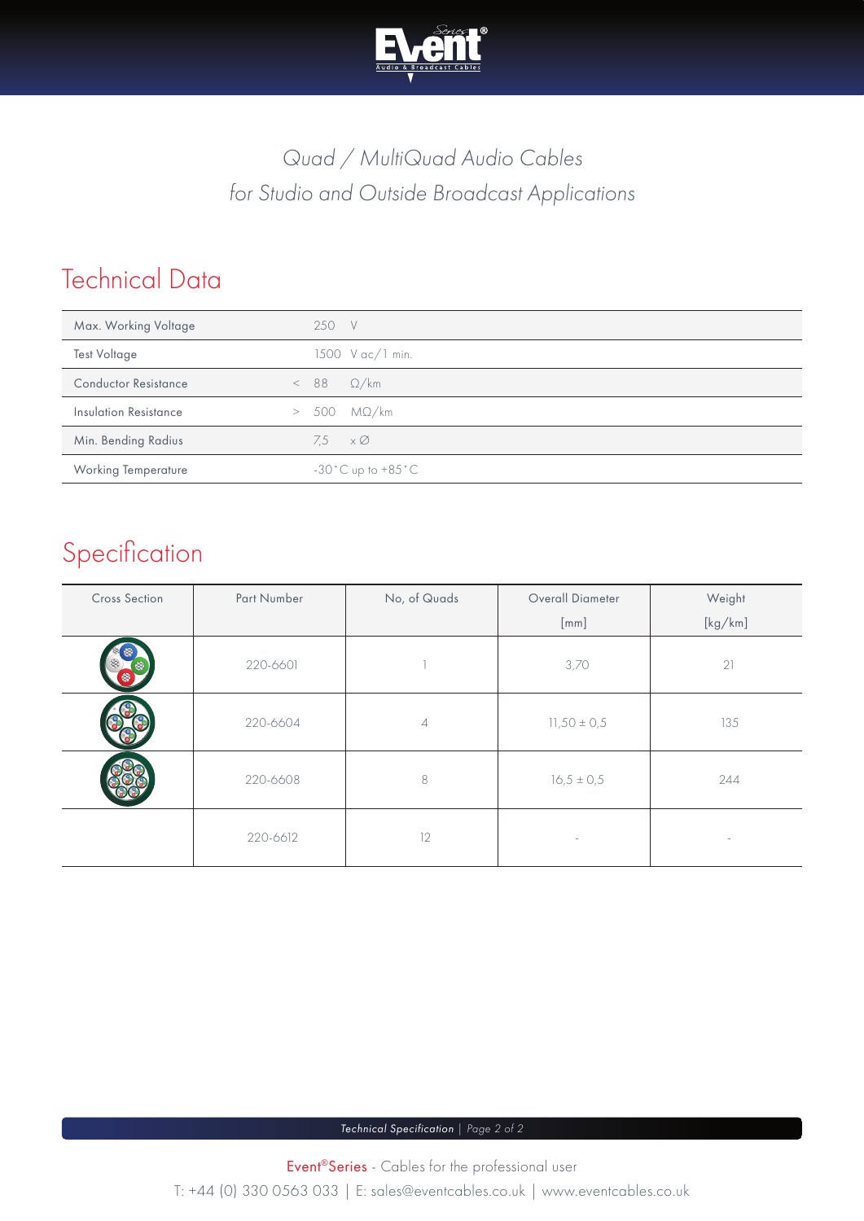*Quad / MultiQuad Audio Cables*
*for Studio and Outside Broadcast Applications*

## Technical Data

| | |
|---|---|
| Max. Working Voltage | 250 V |
| Test Voltage | 1500 V ac/1 min. |
| Conductor Resistance | < 88 Ω/km |
| Insulation Resistance | > 500 MΩ/km |
| Min. Bending Radius | 7,5 x ∅ |
| Working Temperature | -30°C up to +85°C |

## Specification

| Cross Section | Part Number | No, of Quads | Overall Diameter [mm] | Weight [kg/km] |
|---|---|---|---|---|
| | 220-6601 | 1 | 3,70 | 21 |
| | 220-6604 | 4 | 11,50 ± 0,5 | 135 |
| | 220-6608 | 8 | 16,5 ± 0,5 | 244 |
| | 220-6612 | 12 | - | - |

Event®Series - Cables for the professional user
T: +44 (0) 330 0563 033 | E: sales@eventcables.co.uk | www.eventcables.co.uk